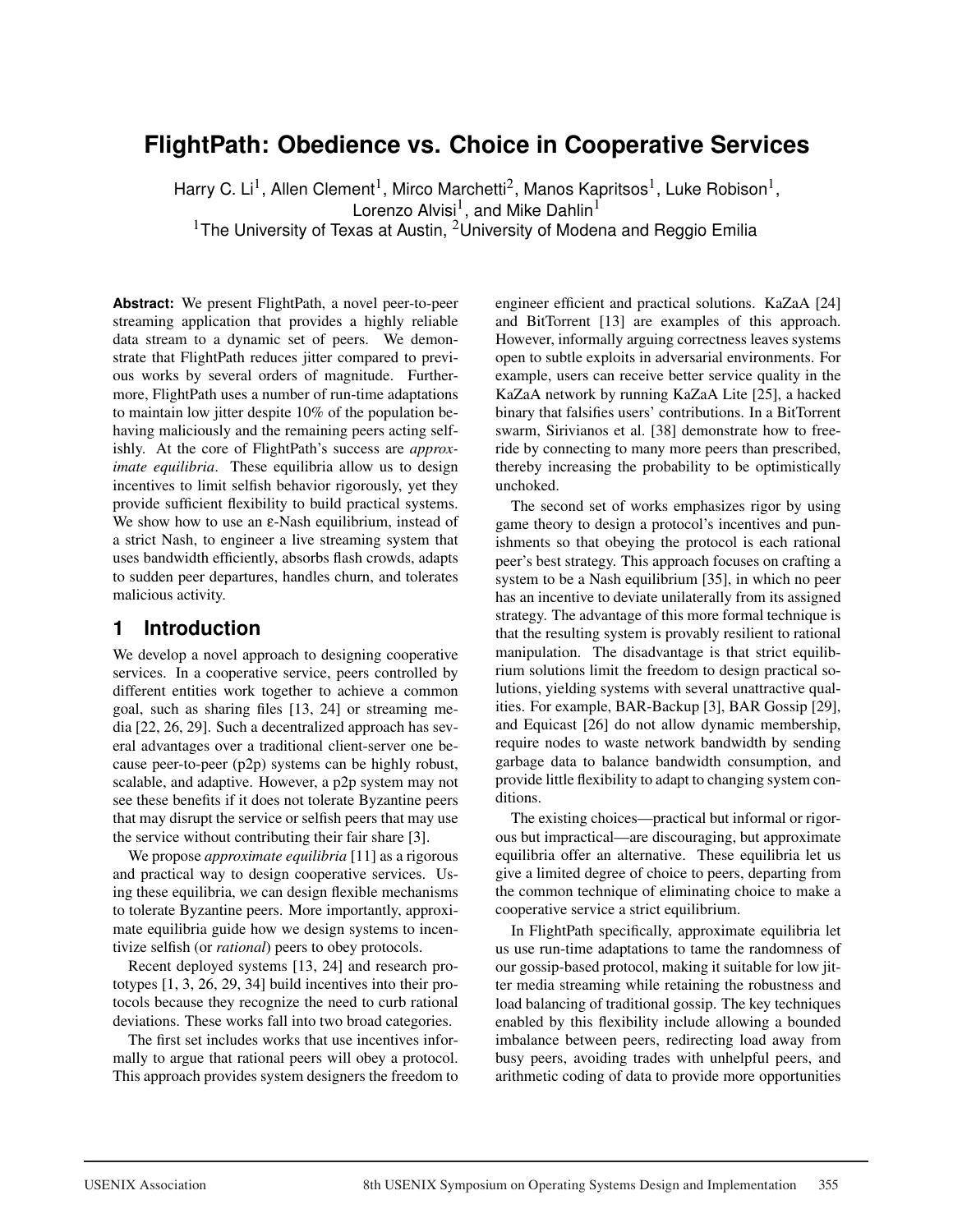# FlightPath: Obedience vs. Choice in Cooperative Services

Harry C. Li[1], Allen Clement[1], Mirco Marchetti[2], Manos Kapritsos[1], Luke Robison[1], Lorenzo Alvisi[1], and Mike Dahlin[1]

[1]The University of Texas at Austin, [2]University of Modena and Reggio Emilia

**Abstract:** We present FlightPath, a novel peer-to-peer streaming application that provides a highly reliable data stream to a dynamic set of peers. We demonstrate that FlightPath reduces jitter compared to previous works by several orders of magnitude. Furthermore, FlightPath uses a number of run-time adaptations to maintain low jitter despite 10% of the population behaving maliciously and the remaining peers acting selfishly. At the core of FlightPath's success are *approximate equilibria*. These equilibria allow us to design incentives to limit selfish behavior rigorously, yet they provide sufficient flexibility to build practical systems. We show how to use an ε-Nash equilibrium, instead of a strict Nash, to engineer a live streaming system that uses bandwidth efficiently, absorbs flash crowds, adapts to sudden peer departures, handles churn, and tolerates malicious activity.

## 1 Introduction

We develop a novel approach to designing cooperative services. In a cooperative service, peers controlled by different entities work together to achieve a common goal, such as sharing files [13, 24] or streaming media [22, 26, 29]. Such a decentralized approach has several advantages over a traditional client-server one because peer-to-peer (p2p) systems can be highly robust, scalable, and adaptive. However, a p2p system may not see these benefits if it does not tolerate Byzantine peers that may disrupt the service or selfish peers that may use the service without contributing their fair share [3].

We propose *approximate equilibria* [11] as a rigorous and practical way to design cooperative services. Using these equilibria, we can design flexible mechanisms to tolerate Byzantine peers. More importantly, approximate equilibria guide how we design systems to incentivize selfish (or *rational*) peers to obey protocols.

Recent deployed systems [13, 24] and research prototypes [1, 3, 26, 29, 34] build incentives into their protocols because they recognize the need to curb rational deviations. These works fall into two broad categories.

The first set includes works that use incentives informally to argue that rational peers will obey a protocol. This approach provides system designers the freedom to engineer efficient and practical solutions. KaZaA [24] and BitTorrent [13] are examples of this approach. However, informally arguing correctness leaves systems open to subtle exploits in adversarial environments. For example, users can receive better service quality in the KaZaA network by running KaZaA Lite [25], a hacked binary that falsifies users' contributions. In a BitTorrent swarm, Sirivianos et al. [38] demonstrate how to free-ride by connecting to many more peers than prescribed, thereby increasing the probability to be optimistically unchoked.

The second set of works emphasizes rigor by using game theory to design a protocol's incentives and punishments so that obeying the protocol is each rational peer's best strategy. This approach focuses on crafting a system to be a Nash equilibrium [35], in which no peer has an incentive to deviate unilaterally from its assigned strategy. The advantage of this more formal technique is that the resulting system is provably resilient to rational manipulation. The disadvantage is that strict equilibrium solutions limit the freedom to design practical solutions, yielding systems with several unattractive qualities. For example, BAR-Backup [3], BAR Gossip [29], and Equicast [26] do not allow dynamic membership, require nodes to waste network bandwidth by sending garbage data to balance bandwidth consumption, and provide little flexibility to adapt to changing system conditions.

The existing choices—practical but informal or rigorous but impractical—are discouraging, but approximate equilibria offer an alternative. These equilibria let us give a limited degree of choice to peers, departing from the common technique of eliminating choice to make a cooperative service a strict equilibrium.

In FlightPath specifically, approximate equilibria let us use run-time adaptations to tame the randomness of our gossip-based protocol, making it suitable for low jitter media streaming while retaining the robustness and load balancing of traditional gossip. The key techniques enabled by this flexibility include allowing a bounded imbalance between peers, redirecting load away from busy peers, avoiding trades with unhelpful peers, and arithmetic coding of data to provide more opportunities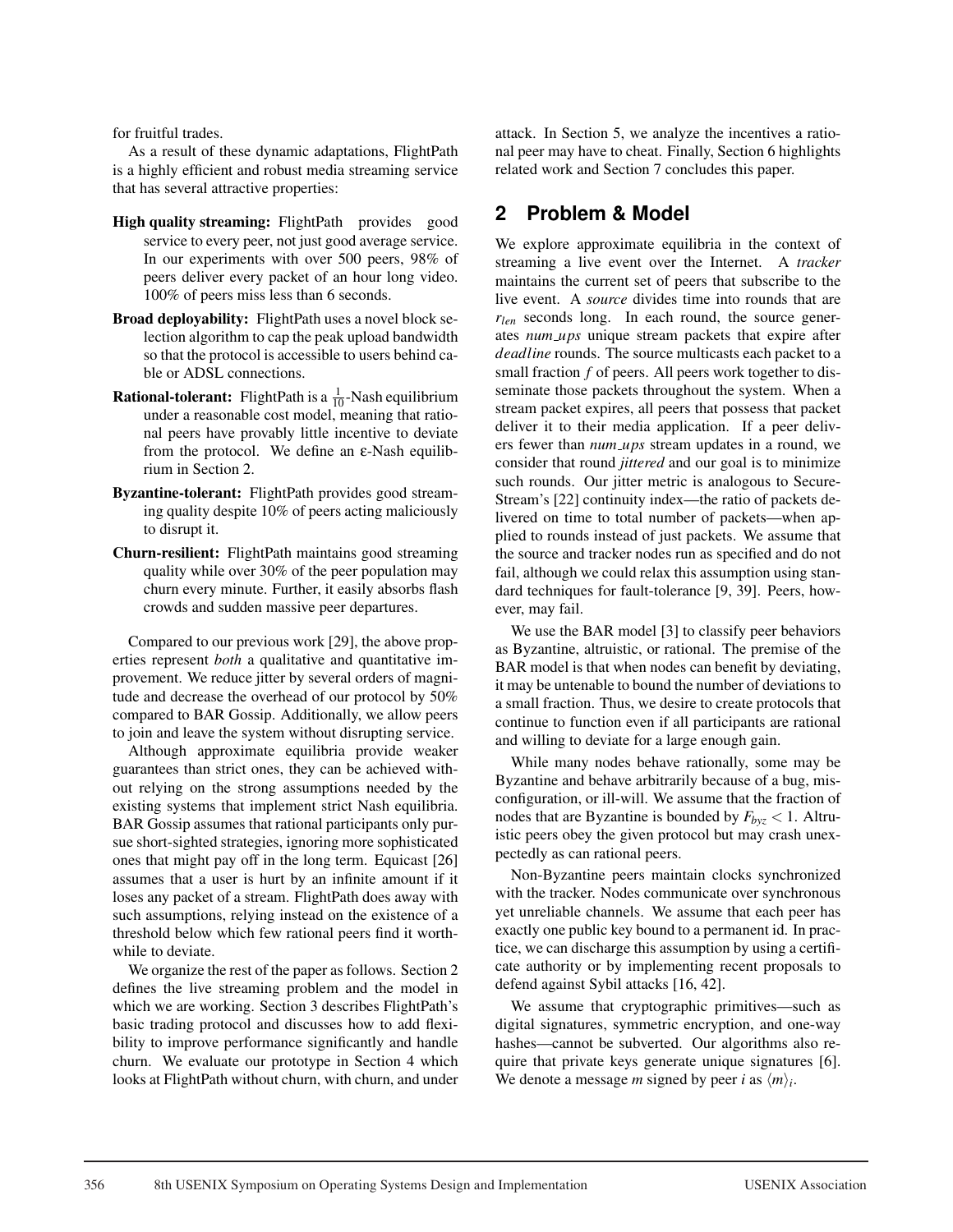for fruitful trades.

As a result of these dynamic adaptations, FlightPath is a highly efficient and robust media streaming service that has several attractive properties:

**High quality streaming:** FlightPath provides good service to every peer, not just good average service. In our experiments with over 500 peers, 98% of peers deliver every packet of an hour long video. 100% of peers miss less than 6 seconds.

**Broad deployability:** FlightPath uses a novel block selection algorithm to cap the peak upload bandwidth so that the protocol is accessible to users behind cable or ADSL connections.

**Rational-tolerant:** FlightPath is a $\frac{1}{10}$-Nash equilibrium under a reasonable cost model, meaning that rational peers have provably little incentive to deviate from the protocol. We define an $\varepsilon$-Nash equilibrium in Section 2.

**Byzantine-tolerant:** FlightPath provides good streaming quality despite 10% of peers acting maliciously to disrupt it.

**Churn-resilient:** FlightPath maintains good streaming quality while over 30% of the peer population may churn every minute. Further, it easily absorbs flash crowds and sudden massive peer departures.

Compared to our previous work [29], the above properties represent *both* a qualitative and quantitative improvement. We reduce jitter by several orders of magnitude and decrease the overhead of our protocol by 50% compared to BAR Gossip. Additionally, we allow peers to join and leave the system without disrupting service.

Although approximate equilibria provide weaker guarantees than strict ones, they can be achieved without relying on the strong assumptions needed by the existing systems that implement strict Nash equilibria. BAR Gossip assumes that rational participants only pursue short-sighted strategies, ignoring more sophisticated ones that might pay off in the long term. Equicast [26] assumes that a user is hurt by an infinite amount if it loses any packet of a stream. FlightPath does away with such assumptions, relying instead on the existence of a threshold below which few rational peers find it worthwhile to deviate.

We organize the rest of the paper as follows. Section 2 defines the live streaming problem and the model in which we are working. Section 3 describes FlightPath's basic trading protocol and discusses how to add flexibility to improve performance significantly and handle churn. We evaluate our prototype in Section 4 which looks at FlightPath without churn, with churn, and under attack. In Section 5, we analyze the incentives a rational peer may have to cheat. Finally, Section 6 highlights related work and Section 7 concludes this paper.

## 2 Problem & Model

We explore approximate equilibria in the context of streaming a live event over the Internet. A *tracker* maintains the current set of peers that subscribe to the live event. A *source* divides time into rounds that are $r_{len}$ seconds long. In each round, the source generates $num\_ups$ unique stream packets that expire after $deadline$ rounds. The source multicasts each packet to a small fraction $f$ of peers. All peers work together to disseminate those packets throughout the system. When a stream packet expires, all peers that possess that packet deliver it to their media application. If a peer delivers fewer than $num\_ups$ stream updates in a round, we consider that round *jittered* and our goal is to minimize such rounds. Our jitter metric is analogous to SecureStream's [22] continuity index—the ratio of packets delivered on time to total number of packets—when applied to rounds instead of just packets. We assume that the source and tracker nodes run as specified and do not fail, although we could relax this assumption using standard techniques for fault-tolerance [9, 39]. Peers, however, may fail.

We use the BAR model [3] to classify peer behaviors as Byzantine, altruistic, or rational. The premise of the BAR model is that when nodes can benefit by deviating, it may be untenable to bound the number of deviations to a small fraction. Thus, we desire to create protocols that continue to function even if all participants are rational and willing to deviate for a large enough gain.

While many nodes behave rationally, some may be Byzantine and behave arbitrarily because of a bug, misconfiguration, or ill-will. We assume that the fraction of nodes that are Byzantine is bounded by $F_{byz} < 1$. Altruistic peers obey the given protocol but may crash unexpectedly as can rational peers.

Non-Byzantine peers maintain clocks synchronized with the tracker. Nodes communicate over synchronous yet unreliable channels. We assume that each peer has exactly one public key bound to a permanent id. In practice, we can discharge this assumption by using a certificate authority or by implementing recent proposals to defend against Sybil attacks [16, 42].

We assume that cryptographic primitives—such as digital signatures, symmetric encryption, and one-way hashes—cannot be subverted. Our algorithms also require that private keys generate unique signatures [6]. We denote a message $m$ signed by peer $i$ as $\langle m \rangle_i$.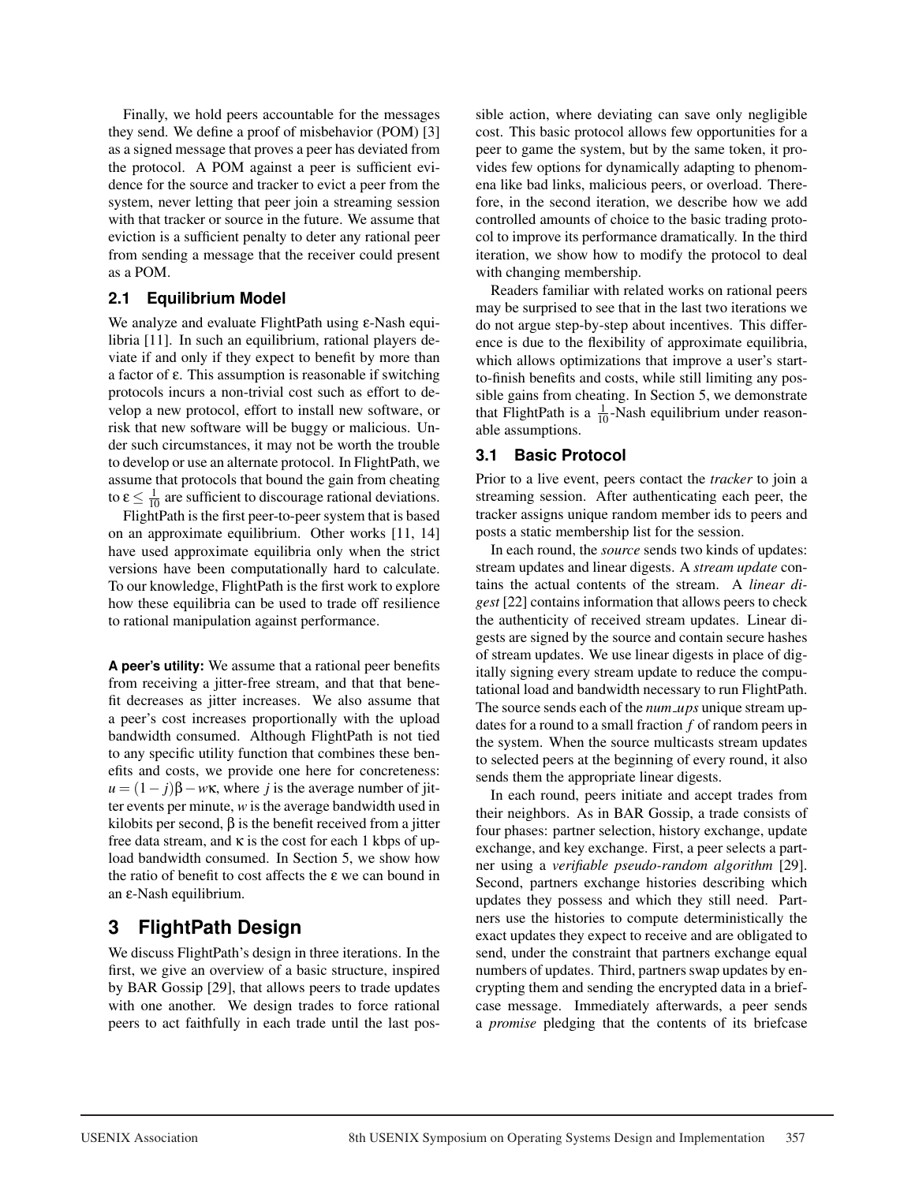Finally, we hold peers accountable for the messages they send. We define a proof of misbehavior (POM) [3] as a signed message that proves a peer has deviated from the protocol. A POM against a peer is sufficient evidence for the source and tracker to evict a peer from the system, never letting that peer join a streaming session with that tracker or source in the future. We assume that eviction is a sufficient penalty to deter any rational peer from sending a message that the receiver could present as a POM.

## 2.1 Equilibrium Model

We analyze and evaluate FlightPath using $\varepsilon$-Nash equilibria [11]. In such an equilibrium, rational players deviate if and only if they expect to benefit by more than a factor of $\varepsilon$. This assumption is reasonable if switching protocols incurs a non-trivial cost such as effort to develop a new protocol, effort to install new software, or risk that new software will be buggy or malicious. Under such circumstances, it may not be worth the trouble to develop or use an alternate protocol. In FlightPath, we assume that protocols that bound the gain from cheating to $\varepsilon \leq \frac{1}{10}$ are sufficient to discourage rational deviations.

FlightPath is the first peer-to-peer system that is based on an approximate equilibrium. Other works [11, 14] have used approximate equilibria only when the strict versions have been computationally hard to calculate. To our knowledge, FlightPath is the first work to explore how these equilibria can be used to trade off resilience to rational manipulation against performance.

**A peer's utility:** We assume that a rational peer benefits from receiving a jitter-free stream, and that that benefit decreases as jitter increases. We also assume that a peer's cost increases proportionally with the upload bandwidth consumed. Although FlightPath is not tied to any specific utility function that combines these benefits and costs, we provide one here for concreteness: $u = (1 - j)\beta - w\kappa$, where $j$ is the average number of jitter events per minute, $w$ is the average bandwidth used in kilobits per second, $\beta$ is the benefit received from a jitter free data stream, and $\kappa$ is the cost for each 1 kbps of upload bandwidth consumed. In Section 5, we show how the ratio of benefit to cost affects the $\varepsilon$ we can bound in an $\varepsilon$-Nash equilibrium.

# 3 FlightPath Design

We discuss FlightPath's design in three iterations. In the first, we give an overview of a basic structure, inspired by BAR Gossip [29], that allows peers to trade updates with one another. We design trades to force rational peers to act faithfully in each trade until the last possible action, where deviating can save only negligible cost. This basic protocol allows few opportunities for a peer to game the system, but by the same token, it provides few options for dynamically adapting to phenomena like bad links, malicious peers, or overload. Therefore, in the second iteration, we describe how we add controlled amounts of choice to the basic trading protocol to improve its performance dramatically. In the third iteration, we show how to modify the protocol to deal with changing membership.

Readers familiar with related works on rational peers may be surprised to see that in the last two iterations we do not argue step-by-step about incentives. This difference is due to the flexibility of approximate equilibria, which allows optimizations that improve a user's start-to-finish benefits and costs, while still limiting any possible gains from cheating. In Section 5, we demonstrate that FlightPath is a $\frac{1}{10}$-Nash equilibrium under reasonable assumptions.

## 3.1 Basic Protocol

Prior to a live event, peers contact the *tracker* to join a streaming session. After authenticating each peer, the tracker assigns unique random member ids to peers and posts a static membership list for the session.

In each round, the *source* sends two kinds of updates: stream updates and linear digests. A *stream update* contains the actual contents of the stream. A *linear digest* [22] contains information that allows peers to check the authenticity of received stream updates. Linear digests are signed by the source and contain secure hashes of stream updates. We use linear digests in place of digitally signing every stream update to reduce the computational load and bandwidth necessary to run FlightPath. The source sends each of the *num_ups* unique stream updates for a round to a small fraction $f$ of random peers in the system. When the source multicasts stream updates to selected peers at the beginning of every round, it also sends them the appropriate linear digests.

In each round, peers initiate and accept trades from their neighbors. As in BAR Gossip, a trade consists of four phases: partner selection, history exchange, update exchange, and key exchange. First, a peer selects a partner using a *verifiable pseudo-random algorithm* [29]. Second, partners exchange histories describing which updates they possess and which they still need. Partners use the histories to compute deterministically the exact updates they expect to receive and are obligated to send, under the constraint that partners exchange equal numbers of updates. Third, partners swap updates by encrypting them and sending the encrypted data in a briefcase message. Immediately afterwards, a peer sends a *promise* pledging that the contents of its briefcase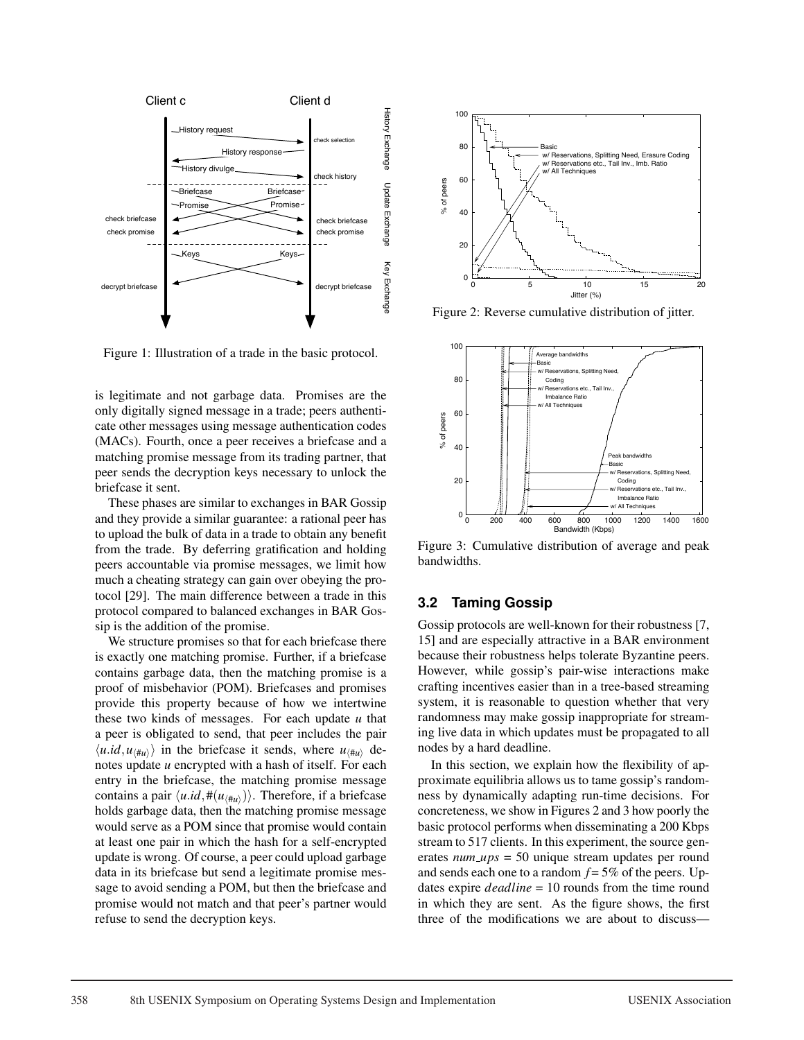Figure 1: Illustration of a trade in the basic protocol.

is legitimate and not garbage data. Promises are the only digitally signed message in a trade; peers authenticate other messages using message authentication codes (MACs). Fourth, once a peer receives a briefcase and a matching promise message from its trading partner, that peer sends the decryption keys necessary to unlock the briefcase it sent.

These phases are similar to exchanges in BAR Gossip and they provide a similar guarantee: a rational peer has to upload the bulk of data in a trade to obtain any benefit from the trade. By deferring gratification and holding peers accountable via promise messages, we limit how much a cheating strategy can gain over obeying the protocol [29]. The main difference between a trade in this protocol compared to balanced exchanges in BAR Gossip is the addition of the promise.

We structure promises so that for each briefcase there is exactly one matching promise. Further, if a briefcase contains garbage data, then the matching promise is a proof of misbehavior (POM). Briefcases and promises provide this property because of how we intertwine these two kinds of messages. For each update $u$ that a peer is obligated to send, that peer includes the pair $\langle u.id, u_{\langle \#u \rangle} \rangle$ in the briefcase it sends, where $u_{\langle \#u \rangle}$ denotes update $u$ encrypted with a hash of itself. For each entry in the briefcase, the matching promise message contains a pair $\langle u.id, \#(u_{\langle \#u \rangle}) \rangle$. Therefore, if a briefcase holds garbage data, then the matching promise message would serve as a POM since that promise would contain at least one pair in which the hash for a self-encrypted update is wrong. Of course, a peer could upload garbage data in its briefcase but send a legitimate promise message to avoid sending a POM, but then the briefcase and promise would not match and that peer's partner would refuse to send the decryption keys.

Figure 2: Reverse cumulative distribution of jitter.

Figure 3: Cumulative distribution of average and peak bandwidths.

## 3.2 Taming Gossip

Gossip protocols are well-known for their robustness [7, 15] and are especially attractive in a BAR environment because their robustness helps tolerate Byzantine peers. However, while gossip's pair-wise interactions make crafting incentives easier than in a tree-based streaming system, it is reasonable to question whether that very randomness may make gossip inappropriate for streaming live data in which updates must be propagated to all nodes by a hard deadline.

In this section, we explain how the flexibility of approximate equilibria allows us to tame gossip's randomness by dynamically adapting run-time decisions. For concreteness, we show in Figures 2 and 3 how poorly the basic protocol performs when disseminating a 200 Kbps stream to 517 clients. In this experiment, the source generates *num_ups* = 50 unique stream updates per round and sends each one to a random $f = 5\%$ of the peers. Updates expire *deadline* = 10 rounds from the time round in which they are sent. As the figure shows, the first three of the modifications we are about to discuss—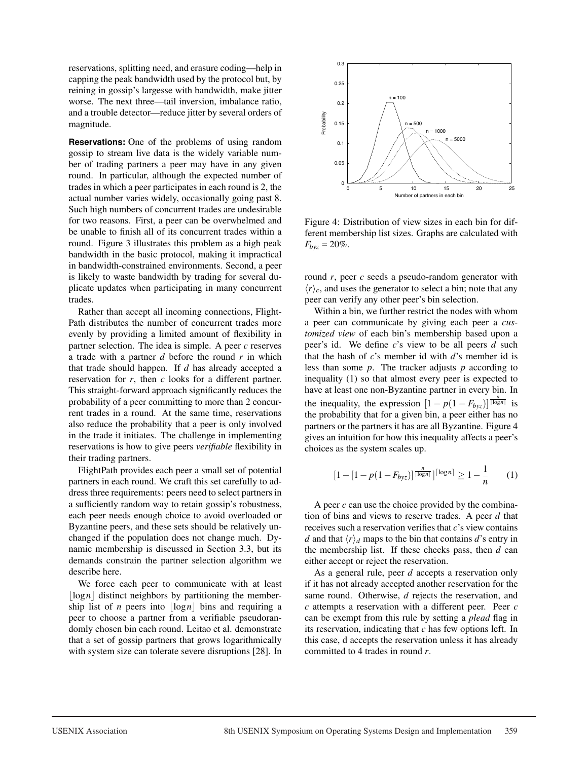reservations, splitting need, and erasure coding—help in capping the peak bandwidth used by the protocol but, by reining in gossip's largesse with bandwidth, make jitter worse. The next three—tail inversion, imbalance ratio, and a trouble detector—reduce jitter by several orders of magnitude.

**Reservations:** One of the problems of using random gossip to stream live data is the widely variable number of trading partners a peer may have in any given round. In particular, although the expected number of trades in which a peer participates in each round is 2, the actual number varies widely, occasionally going past 8. Such high numbers of concurrent trades are undesirable for two reasons. First, a peer can be overwhelmed and be unable to finish all of its concurrent trades within a round. Figure 3 illustrates this problem as a high peak bandwidth in the basic protocol, making it impractical in bandwidth-constrained environments. Second, a peer is likely to waste bandwidth by trading for several duplicate updates when participating in many concurrent trades.

Rather than accept all incoming connections, FlightPath distributes the number of concurrent trades more evenly by providing a limited amount of flexibility in partner selection. The idea is simple. A peer $c$ reserves a trade with a partner $d$ before the round $r$ in which that trade should happen. If $d$ has already accepted a reservation for $r$, then $c$ looks for a different partner. This straight-forward approach significantly reduces the probability of a peer committing to more than 2 concurrent trades in a round. At the same time, reservations also reduce the probability that a peer is only involved in the trade it initiates. The challenge in implementing reservations is how to give peers *verifiable* flexibility in their trading partners.

FlightPath provides each peer a small set of potential partners in each round. We craft this set carefully to address three requirements: peers need to select partners in a sufficiently random way to retain gossip's robustness, each peer needs enough choice to avoid overloaded or Byzantine peers, and these sets should be relatively unchanged if the population does not change much. Dynamic membership is discussed in Section 3.3, but its demands constrain the partner selection algorithm we describe here.

We force each peer to communicate with at least $\lfloor \log n \rfloor$ distinct neighbors by partitioning the membership list of $n$ peers into $\lfloor \log n \rfloor$ bins and requiring a peer to choose a partner from a verifiable pseudorandomly chosen bin each round. Leitao et al. demonstrate that a set of gossip partners that grows logarithmically with system size can tolerate severe disruptions [28]. In round $r$, peer $c$ seeds a pseudo-random generator with $\langle r \rangle_c$, and uses the generator to select a bin; note that any peer can verify any other peer's bin selection.

Figure 4: Distribution of view sizes in each bin for different membership list sizes. Graphs are calculated with $F_{byz} = 20\%$.

Within a bin, we further restrict the nodes with whom a peer can communicate by giving each peer a *customized view* of each bin's membership based upon a peer's id. We define $c$'s view to be all peers $d$ such that the hash of $c$'s member id with $d$'s member id is less than some $p$. The tracker adjusts $p$ according to inequality (1) so that almost every peer is expected to have at least one non-Byzantine partner in every bin. In the inequality, the expression $[1 - p(1 - F_{byz})]^{\frac{n}{\lceil \log n \rceil}}$ is the probability that for a given bin, a peer either has no partners or the partners it has are all Byzantine. Figure 4 gives an intuition for how this inequality affects a peer's choices as the system scales up.

$$[1 - [1 - p(1 - F_{byz})]^{\frac{n}{\lceil \log n \rceil}}]^{\lceil \log n \rceil} \geq 1 - \frac{1}{n} \qquad (1)$$

A peer $c$ can use the choice provided by the combination of bins and views to reserve trades. A peer $d$ that receives such a reservation verifies that $c$'s view contains $d$ and that $\langle r \rangle_d$ maps to the bin that contains $d$'s entry in the membership list. If these checks pass, then $d$ can either accept or reject the reservation.

As a general rule, peer $d$ accepts a reservation only if it has not already accepted another reservation for the same round. Otherwise, $d$ rejects the reservation, and $c$ attempts a reservation with a different peer. Peer $c$ can be exempt from this rule by setting a *plead* flag in its reservation, indicating that $c$ has few options left. In this case, d accepts the reservation unless it has already committed to 4 trades in round $r$.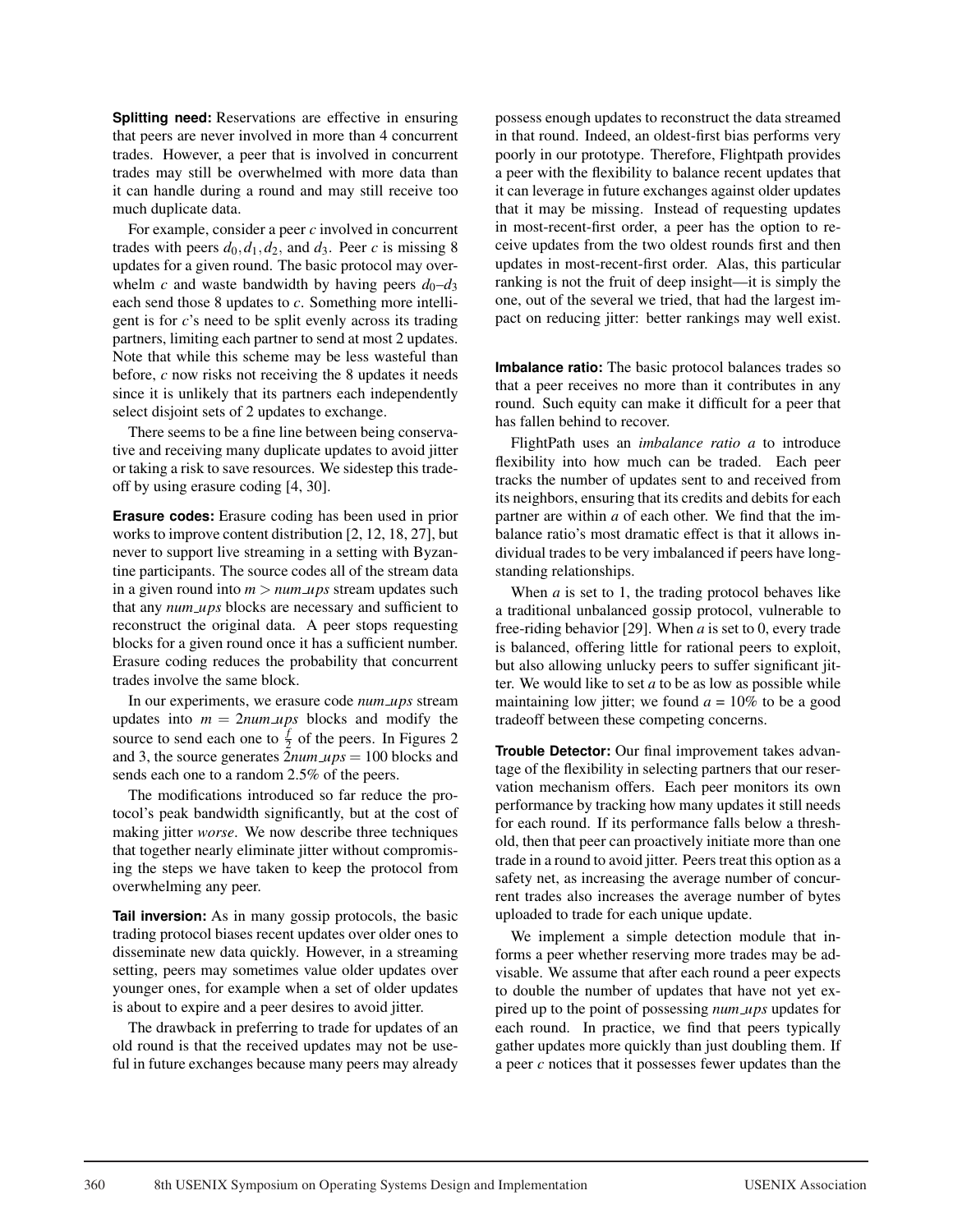**Splitting need:** Reservations are effective in ensuring that peers are never involved in more than 4 concurrent trades. However, a peer that is involved in concurrent trades may still be overwhelmed with more data than it can handle during a round and may still receive too much duplicate data.

For example, consider a peer $c$ involved in concurrent trades with peers $d_0, d_1, d_2$, and $d_3$. Peer $c$ is missing 8 updates for a given round. The basic protocol may overwhelm $c$ and waste bandwidth by having peers $d_0$–$d_3$ each send those 8 updates to $c$. Something more intelligent is for $c$'s need to be split evenly across its trading partners, limiting each partner to send at most 2 updates. Note that while this scheme may be less wasteful than before, $c$ now risks not receiving the 8 updates it needs since it is unlikely that its partners each independently select disjoint sets of 2 updates to exchange.

There seems to be a fine line between being conservative and receiving many duplicate updates to avoid jitter or taking a risk to save resources. We sidestep this tradeoff by using erasure coding [4, 30].

**Erasure codes:** Erasure coding has been used in prior works to improve content distribution [2, 12, 18, 27], but never to support live streaming in a setting with Byzantine participants. The source codes all of the stream data in a given round into $m > num\_ups$ stream updates such that any *num_ups* blocks are necessary and sufficient to reconstruct the original data. A peer stops requesting blocks for a given round once it has a sufficient number. Erasure coding reduces the probability that concurrent trades involve the same block.

In our experiments, we erasure code *num_ups* stream updates into $m = 2num\_ups$ blocks and modify the source to send each one to $\frac{f}{2}$ of the peers. In Figures 2 and 3, the source generates $2num\_ups = 100$ blocks and sends each one to a random 2.5% of the peers.

The modifications introduced so far reduce the protocol's peak bandwidth significantly, but at the cost of making jitter *worse*. We now describe three techniques that together nearly eliminate jitter without compromising the steps we have taken to keep the protocol from overwhelming any peer.

**Tail inversion:** As in many gossip protocols, the basic trading protocol biases recent updates over older ones to disseminate new data quickly. However, in a streaming setting, peers may sometimes value older updates over younger ones, for example when a set of older updates is about to expire and a peer desires to avoid jitter.

The drawback in preferring to trade for updates of an old round is that the received updates may not be useful in future exchanges because many peers may already possess enough updates to reconstruct the data streamed in that round. Indeed, an oldest-first bias performs very poorly in our prototype. Therefore, Flightpath provides a peer with the flexibility to balance recent updates that it can leverage in future exchanges against older updates that it may be missing. Instead of requesting updates in most-recent-first order, a peer has the option to receive updates from the two oldest rounds first and then updates in most-recent-first order. Alas, this particular ranking is not the fruit of deep insight—it is simply the one, out of the several we tried, that had the largest impact on reducing jitter: better rankings may well exist.

**Imbalance ratio:** The basic protocol balances trades so that a peer receives no more than it contributes in any round. Such equity can make it difficult for a peer that has fallen behind to recover.

FlightPath uses an *imbalance ratio* $a$ to introduce flexibility into how much can be traded. Each peer tracks the number of updates sent to and received from its neighbors, ensuring that its credits and debits for each partner are within $a$ of each other. We find that the imbalance ratio's most dramatic effect is that it allows individual trades to be very imbalanced if peers have long-standing relationships.

When $a$ is set to 1, the trading protocol behaves like a traditional unbalanced gossip protocol, vulnerable to free-riding behavior [29]. When $a$ is set to 0, every trade is balanced, offering little for rational peers to exploit, but also allowing unlucky peers to suffer significant jitter. We would like to set $a$ to be as low as possible while maintaining low jitter; we found $a$ = 10% to be a good tradeoff between these competing concerns.

**Trouble Detector:** Our final improvement takes advantage of the flexibility in selecting partners that our reservation mechanism offers. Each peer monitors its own performance by tracking how many updates it still needs for each round. If its performance falls below a threshold, then that peer can proactively initiate more than one trade in a round to avoid jitter. Peers treat this option as a safety net, as increasing the average number of concurrent trades also increases the average number of bytes uploaded to trade for each unique update.

We implement a simple detection module that informs a peer whether reserving more trades may be advisable. We assume that after each round a peer expects to double the number of updates that have not yet expired up to the point of possessing *num_ups* updates for each round. In practice, we find that peers typically gather updates more quickly than just doubling them. If a peer $c$ notices that it possesses fewer updates than the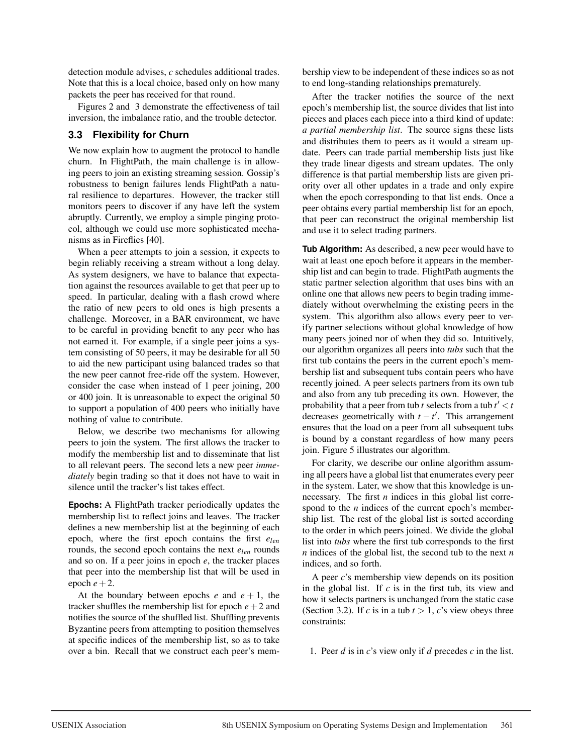detection module advises, $c$ schedules additional trades. Note that this is a local choice, based only on how many packets the peer has received for that round.

Figures 2 and 3 demonstrate the effectiveness of tail inversion, the imbalance ratio, and the trouble detector.

### 3.3 Flexibility for Churn

We now explain how to augment the protocol to handle churn. In FlightPath, the main challenge is in allowing peers to join an existing streaming session. Gossip's robustness to benign failures lends FlightPath a natural resilience to departures. However, the tracker still monitors peers to discover if any have left the system abruptly. Currently, we employ a simple pinging protocol, although we could use more sophisticated mechanisms as in Fireflies [40].

When a peer attempts to join a session, it expects to begin reliably receiving a stream without a long delay. As system designers, we have to balance that expectation against the resources available to get that peer up to speed. In particular, dealing with a flash crowd where the ratio of new peers to old ones is high presents a challenge. Moreover, in a BAR environment, we have to be careful in providing benefit to any peer who has not earned it. For example, if a single peer joins a system consisting of 50 peers, it may be desirable for all 50 to aid the new participant using balanced trades so that the new peer cannot free-ride off the system. However, consider the case when instead of 1 peer joining, 200 or 400 join. It is unreasonable to expect the original 50 to support a population of 400 peers who initially have nothing of value to contribute.

Below, we describe two mechanisms for allowing peers to join the system. The first allows the tracker to modify the membership list and to disseminate that list to all relevant peers. The second lets a new peer *immediately* begin trading so that it does not have to wait in silence until the tracker's list takes effect.

**Epochs:** A FlightPath tracker periodically updates the membership list to reflect joins and leaves. The tracker defines a new membership list at the beginning of each epoch, where the first epoch contains the first $e_{len}$ rounds, the second epoch contains the next $e_{len}$ rounds and so on. If a peer joins in epoch $e$, the tracker places that peer into the membership list that will be used in epoch $e+2$.

At the boundary between epochs $e$ and $e+1$, the tracker shuffles the membership list for epoch $e+2$ and notifies the source of the shuffled list. Shuffling prevents Byzantine peers from attempting to position themselves at specific indices of the membership list, so as to take over a bin. Recall that we construct each peer's membership view to be independent of these indices so as not to end long-standing relationships prematurely.

After the tracker notifies the source of the next epoch's membership list, the source divides that list into pieces and places each piece into a third kind of update: *a partial membership list*. The source signs these lists and distributes them to peers as it would a stream update. Peers can trade partial membership lists just like they trade linear digests and stream updates. The only difference is that partial membership lists are given priority over all other updates in a trade and only expire when the epoch corresponding to that list ends. Once a peer obtains every partial membership list for an epoch, that peer can reconstruct the original membership list and use it to select trading partners.

**Tub Algorithm:** As described, a new peer would have to wait at least one epoch before it appears in the membership list and can begin to trade. FlightPath augments the static partner selection algorithm that uses bins with an online one that allows new peers to begin trading immediately without overwhelming the existing peers in the system. This algorithm also allows every peer to verify partner selections without global knowledge of how many peers joined nor of when they did so. Intuitively, our algorithm organizes all peers into *tubs* such that the first tub contains the peers in the current epoch's membership list and subsequent tubs contain peers who have recently joined. A peer selects partners from its own tub and also from any tub preceding its own. However, the probability that a peer from tub $t$ selects from a tub $t' < t$ decreases geometrically with $t - t'$. This arrangement ensures that the load on a peer from all subsequent tubs is bound by a constant regardless of how many peers join. Figure 5 illustrates our algorithm.

For clarity, we describe our online algorithm assuming all peers have a global list that enumerates every peer in the system. Later, we show that this knowledge is unnecessary. The first $n$ indices in this global list correspond to the $n$ indices of the current epoch's membership list. The rest of the global list is sorted according to the order in which peers joined. We divide the global list into *tubs* where the first tub corresponds to the first $n$ indices of the global list, the second tub to the next $n$ indices, and so forth.

A peer $c$'s membership view depends on its position in the global list. If $c$ is in the first tub, its view and how it selects partners is unchanged from the static case (Section 3.2). If $c$ is in a tub $t > 1$, $c$'s view obeys three constraints:

1. Peer $d$ is in $c$'s view only if $d$ precedes $c$ in the list.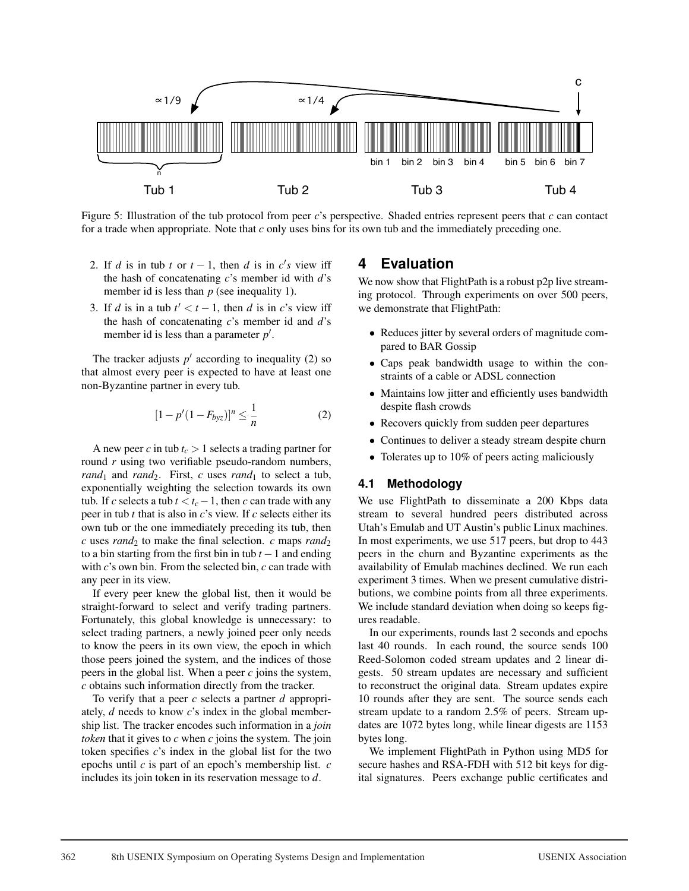Figure 5: Illustration of the tub protocol from peer $c$'s perspective. Shaded entries represent peers that $c$ can contact for a trade when appropriate. Note that $c$ only uses bins for its own tub and the immediately preceding one.

2. If $d$ is in tub $t$ or $t-1$, then $d$ is in $c's$ view iff the hash of concatenating $c$'s member id with $d$'s member id is less than $p$ (see inequality 1).
3. If $d$ is in a tub $t' < t-1$, then $d$ is in $c$'s view iff the hash of concatenating $c$'s member id and $d$'s member id is less than a parameter $p'$.

The tracker adjusts $p'$ according to inequality (2) so that almost every peer is expected to have at least one non-Byzantine partner in every tub.

$$[1 - p'(1 - F_{byz})]^n \leq \frac{1}{n} \qquad (2)$$

A new peer $c$ in tub $t_c > 1$ selects a trading partner for round $r$ using two verifiable pseudo-random numbers, $rand_1$ and $rand_2$. First, $c$ uses $rand_1$ to select a tub, exponentially weighting the selection towards its own tub. If $c$ selects a tub $t < t_c - 1$, then $c$ can trade with any peer in tub $t$ that is also in $c$'s view. If $c$ selects either its own tub or the one immediately preceding its tub, then $c$ uses $rand_2$ to make the final selection. $c$ maps $rand_2$ to a bin starting from the first bin in tub $t-1$ and ending with $c$'s own bin. From the selected bin, $c$ can trade with any peer in its view.

If every peer knew the global list, then it would be straight-forward to select and verify trading partners. Fortunately, this global knowledge is unnecessary: to select trading partners, a newly joined peer only needs to know the peers in its own view, the epoch in which those peers joined the system, and the indices of those peers in the global list. When a peer $c$ joins the system, $c$ obtains such information directly from the tracker.

To verify that a peer $c$ selects a partner $d$ appropriately, $d$ needs to know $c$'s index in the global membership list. The tracker encodes such information in a *join token* that it gives to $c$ when $c$ joins the system. The join token specifies $c$'s index in the global list for the two epochs until $c$ is part of an epoch's membership list. $c$ includes its join token in its reservation message to $d$.

# 4 Evaluation

We now show that FlightPath is a robust p2p live streaming protocol. Through experiments on over 500 peers, we demonstrate that FlightPath:

- Reduces jitter by several orders of magnitude compared to BAR Gossip
- Caps peak bandwidth usage to within the constraints of a cable or ADSL connection
- Maintains low jitter and efficiently uses bandwidth despite flash crowds
- Recovers quickly from sudden peer departures
- Continues to deliver a steady stream despite churn
- Tolerates up to 10% of peers acting maliciously

## 4.1 Methodology

We use FlightPath to disseminate a 200 Kbps data stream to several hundred peers distributed across Utah's Emulab and UT Austin's public Linux machines. In most experiments, we use 517 peers, but drop to 443 peers in the churn and Byzantine experiments as the availability of Emulab machines declined. We run each experiment 3 times. When we present cumulative distributions, we combine points from all three experiments. We include standard deviation when doing so keeps figures readable.

In our experiments, rounds last 2 seconds and epochs last 40 rounds. In each round, the source sends 100 Reed-Solomon coded stream updates and 2 linear digests. 50 stream updates are necessary and sufficient to reconstruct the original data. Stream updates expire 10 rounds after they are sent. The source sends each stream update to a random 2.5% of peers. Stream updates are 1072 bytes long, while linear digests are 1153 bytes long.

We implement FlightPath in Python using MD5 for secure hashes and RSA-FDH with 512 bit keys for digital signatures. Peers exchange public certificates and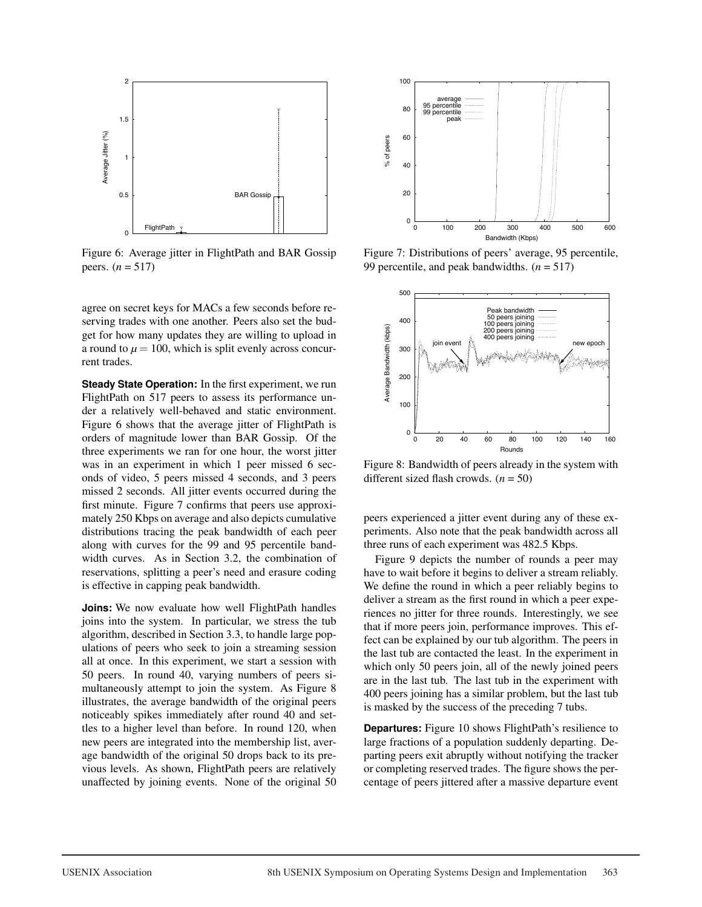Figure 6: Average jitter in FlightPath and BAR Gossip peers. ($n = 517$)

Figure 7: Distributions of peers' average, 95 percentile, 99 percentile, and peak bandwidths. ($n = 517$)

Figure 8: Bandwidth of peers already in the system with different sized flash crowds. ($n = 50$)

agree on secret keys for MACs a few seconds before reserving trades with one another. Peers also set the budget for how many updates they are willing to upload in a round to $\mu = 100$, which is split evenly across concurrent trades.

**Steady State Operation:** In the first experiment, we run FlightPath on 517 peers to assess its performance under a relatively well-behaved and static environment. Figure 6 shows that the average jitter of FlightPath is orders of magnitude lower than BAR Gossip. Of the three experiments we ran for one hour, the worst jitter was in an experiment in which 1 peer missed 6 seconds of video, 5 peers missed 4 seconds, and 3 peers missed 2 seconds. All jitter events occurred during the first minute. Figure 7 confirms that peers use approximately 250 Kbps on average and also depicts cumulative distributions tracing the peak bandwidth of each peer along with curves for the 99 and 95 percentile bandwidth curves. As in Section 3.2, the combination of reservations, splitting a peer's need and erasure coding is effective in capping peak bandwidth.

**Joins:** We now evaluate how well FlightPath handles joins into the system. In particular, we stress the tub algorithm, described in Section 3.3, to handle large populations of peers who seek to join a streaming session all at once. In this experiment, we start a session with 50 peers. In round 40, varying numbers of peers simultaneously attempt to join the system. As Figure 8 illustrates, the average bandwidth of the original peers noticeably spikes immediately after round 40 and settles to a higher level than before. In round 120, when new peers are integrated into the membership list, average bandwidth of the original 50 drops back to its previous levels. As shown, FlightPath peers are relatively unaffected by joining events. None of the original 50 peers experienced a jitter event during any of these experiments. Also note that the peak bandwidth across all three runs of each experiment was 482.5 Kbps.

Figure 9 depicts the number of rounds a peer may have to wait before it begins to deliver a stream reliably. We define the round in which a peer reliably begins to deliver a stream as the first round in which a peer experiences no jitter for three rounds. Interestingly, we see that if more peers join, performance improves. This effect can be explained by our tub algorithm. The peers in the last tub are contacted the least. In the experiment in which only 50 peers join, all of the newly joined peers are in the last tub. The last tub in the experiment with 400 peers joining has a similar problem, but the last tub is masked by the success of the preceding 7 tubs.

**Departures:** Figure 10 shows FlightPath's resilience to large fractions of a population suddenly departing. Departing peers exit abruptly without notifying the tracker or completing reserved trades. The figure shows the percentage of peers jittered after a massive departure event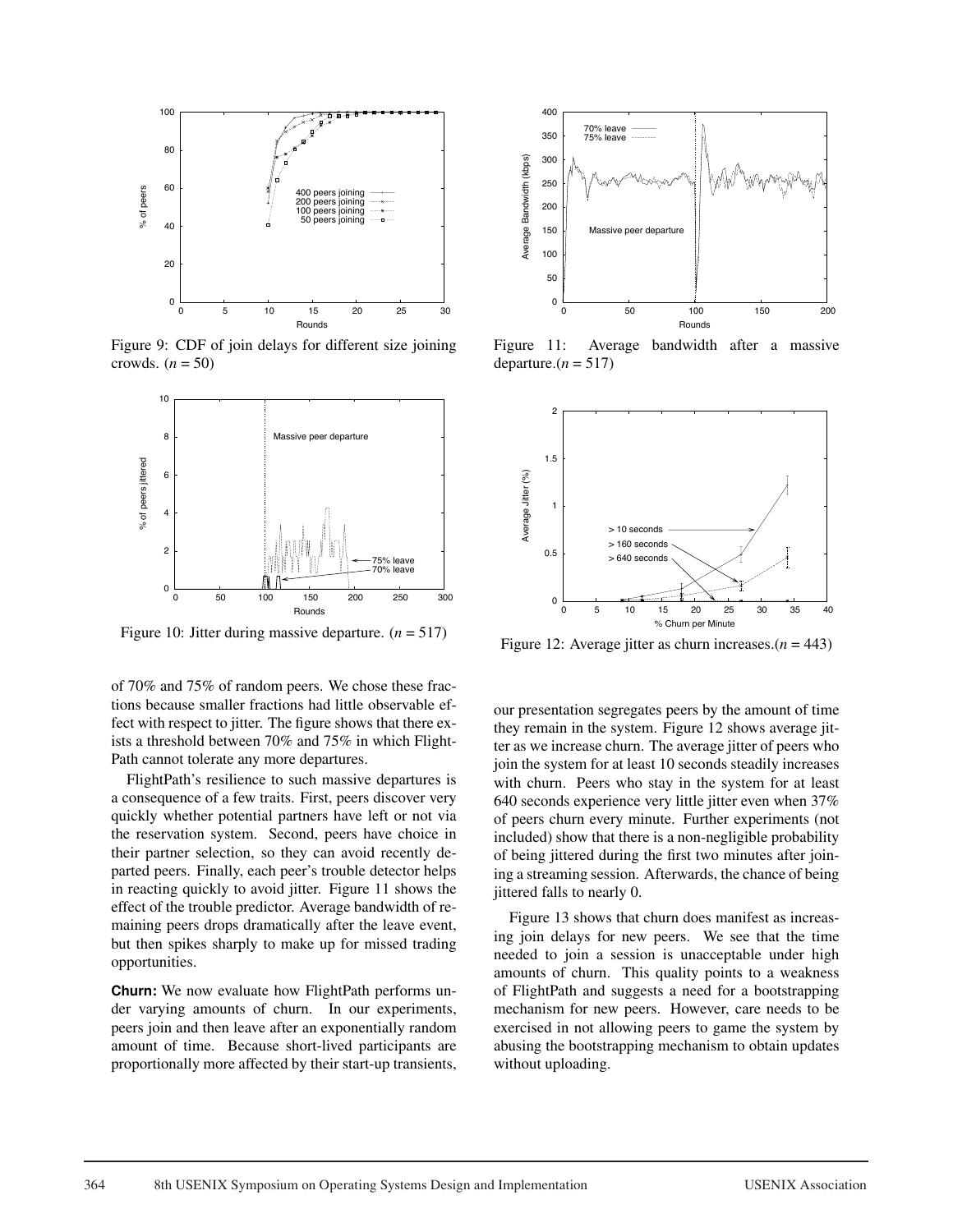Figure 9: CDF of join delays for different size joining crowds. ($n$ = 50)

Figure 10: Jitter during massive departure. ($n$ = 517)

Figure 11: Average bandwidth after a massive departure.($n$ = 517)

Figure 12: Average jitter as churn increases.($n$ = 443)

of 70% and 75% of random peers. We chose these fractions because smaller fractions had little observable effect with respect to jitter. The figure shows that there exists a threshold between 70% and 75% in which FlightPath cannot tolerate any more departures.

FlightPath's resilience to such massive departures is a consequence of a few traits. First, peers discover very quickly whether potential partners have left or not via the reservation system. Second, peers have choice in their partner selection, so they can avoid recently departed peers. Finally, each peer's trouble detector helps in reacting quickly to avoid jitter. Figure 11 shows the effect of the trouble predictor. Average bandwidth of remaining peers drops dramatically after the leave event, but then spikes sharply to make up for missed trading opportunities.

**Churn:** We now evaluate how FlightPath performs under varying amounts of churn. In our experiments, peers join and then leave after an exponentially random amount of time. Because short-lived participants are proportionally more affected by their start-up transients, our presentation segregates peers by the amount of time they remain in the system. Figure 12 shows average jitter as we increase churn. The average jitter of peers who join the system for at least 10 seconds steadily increases with churn. Peers who stay in the system for at least 640 seconds experience very little jitter even when 37% of peers churn every minute. Further experiments (not included) show that there is a non-negligible probability of being jittered during the first two minutes after joining a streaming session. Afterwards, the chance of being jittered falls to nearly 0.

Figure 13 shows that churn does manifest as increasing join delays for new peers. We see that the time needed to join a session is unacceptable under high amounts of churn. This quality points to a weakness of FlightPath and suggests a need for a bootstrapping mechanism for new peers. However, care needs to be exercised in not allowing peers to game the system by abusing the bootstrapping mechanism to obtain updates without uploading.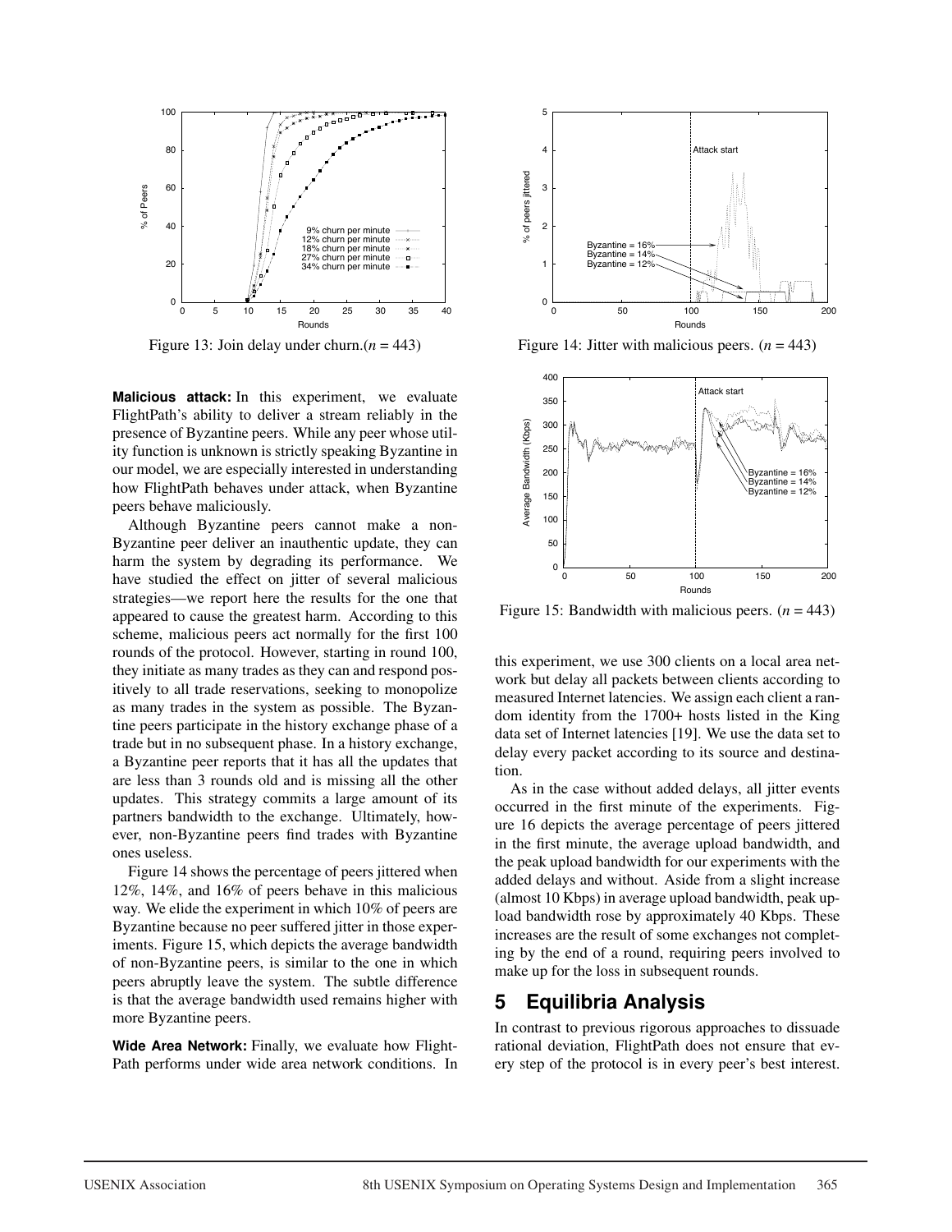Figure 13: Join delay under churn.($n = 443$)

Figure 14: Jitter with malicious peers. ($n = 443$)

Figure 15: Bandwidth with malicious peers. ($n = 443$)

**Malicious attack:** In this experiment, we evaluate FlightPath's ability to deliver a stream reliably in the presence of Byzantine peers. While any peer whose utility function is unknown is strictly speaking Byzantine in our model, we are especially interested in understanding how FlightPath behaves under attack, when Byzantine peers behave maliciously.

Although Byzantine peers cannot make a non-Byzantine peer deliver an inauthentic update, they can harm the system by degrading its performance. We have studied the effect on jitter of several malicious strategies—we report here the results for the one that appeared to cause the greatest harm. According to this scheme, malicious peers act normally for the first 100 rounds of the protocol. However, starting in round 100, they initiate as many trades as they can and respond positively to all trade reservations, seeking to monopolize as many trades in the system as possible. The Byzantine peers participate in the history exchange phase of a trade but in no subsequent phase. In a history exchange, a Byzantine peer reports that it has all the updates that are less than 3 rounds old and is missing all the other updates. This strategy commits a large amount of its partners bandwidth to the exchange. Ultimately, however, non-Byzantine peers find trades with Byzantine ones useless.

Figure 14 shows the percentage of peers jittered when 12%, 14%, and 16% of peers behave in this malicious way. We elide the experiment in which 10% of peers are Byzantine because no peer suffered jitter in those experiments. Figure 15, which depicts the average bandwidth of non-Byzantine peers, is similar to the one in which peers abruptly leave the system. The subtle difference is that the average bandwidth used remains higher with more Byzantine peers.

**Wide Area Network:** Finally, we evaluate how FlightPath performs under wide area network conditions. In this experiment, we use 300 clients on a local area network but delay all packets between clients according to measured Internet latencies. We assign each client a random identity from the 1700+ hosts listed in the King data set of Internet latencies [19]. We use the data set to delay every packet according to its source and destination.

As in the case without added delays, all jitter events occurred in the first minute of the experiments. Figure 16 depicts the average percentage of peers jittered in the first minute, the average upload bandwidth, and the peak upload bandwidth for our experiments with the added delays and without. Aside from a slight increase (almost 10 Kbps) in average upload bandwidth, peak upload bandwidth rose by approximately 40 Kbps. These increases are the result of some exchanges not completing by the end of a round, requiring peers involved to make up for the loss in subsequent rounds.

## 5 Equilibria Analysis

In contrast to previous rigorous approaches to dissuade rational deviation, FlightPath does not ensure that every step of the protocol is in every peer's best interest.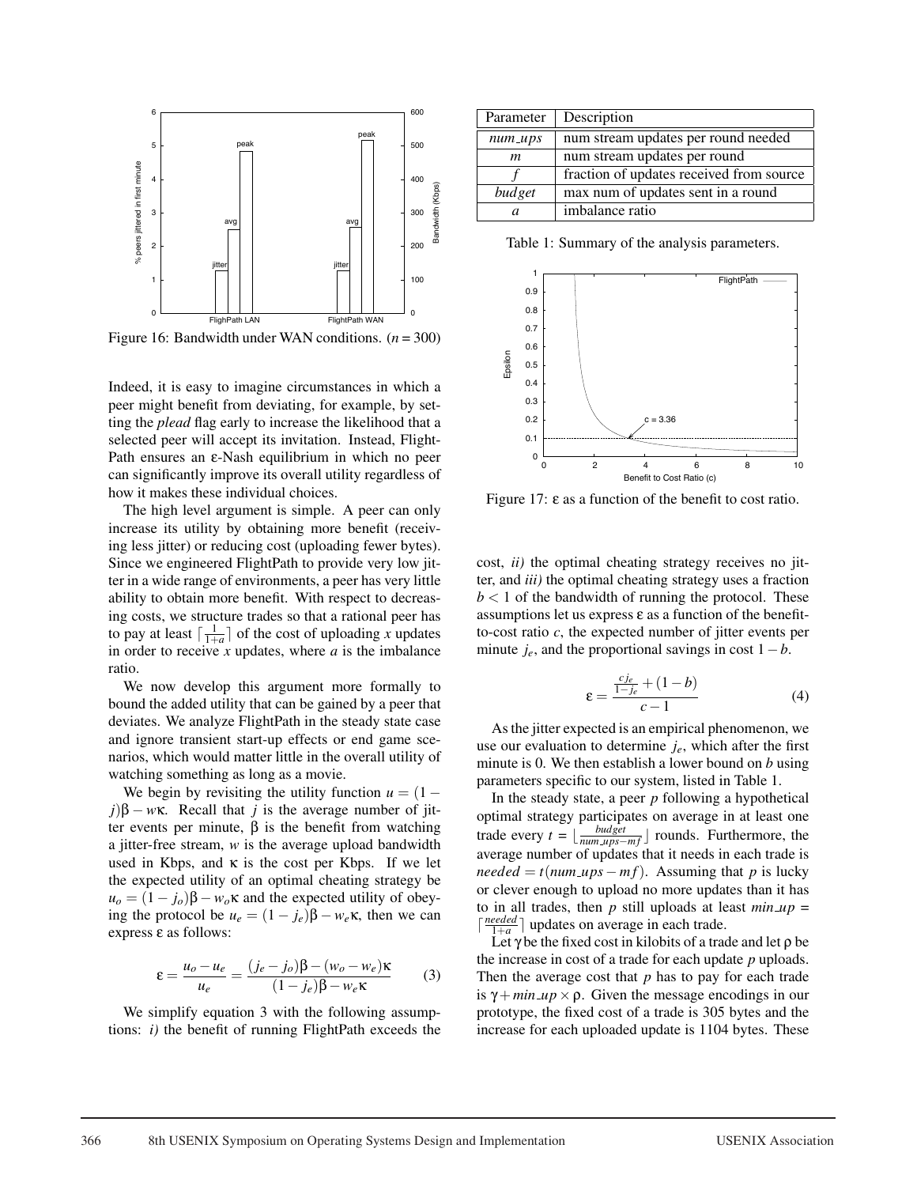Figure 16: Bandwidth under WAN conditions. ($n = 300$)

Indeed, it is easy to imagine circumstances in which a peer might benefit from deviating, for example, by setting the *plead* flag early to increase the likelihood that a selected peer will accept its invitation. Instead, FlightPath ensures an ε-Nash equilibrium in which no peer can significantly improve its overall utility regardless of how it makes these individual choices.

The high level argument is simple. A peer can only increase its utility by obtaining more benefit (receiving less jitter) or reducing cost (uploading fewer bytes). Since we engineered FlightPath to provide very low jitter in a wide range of environments, a peer has very little ability to obtain more benefit. With respect to decreasing costs, we structure trades so that a rational peer has to pay at least $\lceil \frac{1}{1+a} \rceil$ of the cost of uploading $x$ updates in order to receive $x$ updates, where $a$ is the imbalance ratio.

We now develop this argument more formally to bound the added utility that can be gained by a peer that deviates. We analyze FlightPath in the steady state case and ignore transient start-up effects or end game scenarios, which would matter little in the overall utility of watching something as long as a movie.

We begin by revisiting the utility function $u = (1 - j)\beta - w\kappa$. Recall that $j$ is the average number of jitter events per minute, $\beta$ is the benefit from watching a jitter-free stream, $w$ is the average upload bandwidth used in Kbps, and $\kappa$ is the cost per Kbps. If we let the expected utility of an optimal cheating strategy be $u_o = (1 - j_o)\beta - w_o\kappa$ and the expected utility of obeying the protocol be $u_e = (1 - j_e)\beta - w_e\kappa$, then we can express ε as follows:

$$\varepsilon = \frac{u_o - u_e}{u_e} = \frac{(j_e - j_o)\beta - (w_o - w_e)\kappa}{(1 - j_e)\beta - w_e\kappa} \tag{3}$$

We simplify equation 3 with the following assumptions: *i)* the benefit of running FlightPath exceeds the

| Parameter | Description |
|---|---|
| $num\_ups$ | num stream updates per round needed |
| $m$ | num stream updates per round |
| $f$ | fraction of updates received from source |
| $budget$ | max num of updates sent in a round |
| $a$ | imbalance ratio |

Table 1: Summary of the analysis parameters.

Figure 17: ε as a function of the benefit to cost ratio.

cost, *ii)* the optimal cheating strategy receives no jitter, and *iii)* the optimal cheating strategy uses a fraction $b < 1$ of the bandwidth of running the protocol. These assumptions let us express ε as a function of the benefit-to-cost ratio $c$, the expected number of jitter events per minute $j_e$, and the proportional savings in cost $1 - b$.

$$\varepsilon = \frac{\frac{c j_e}{1 - j_e} + (1 - b)}{c - 1} \tag{4}$$

As the jitter expected is an empirical phenomenon, we use our evaluation to determine $j_e$, which after the first minute is 0. We then establish a lower bound on $b$ using parameters specific to our system, listed in Table 1.

In the steady state, a peer $p$ following a hypothetical optimal strategy participates on average in at least one trade every $t = \lfloor \frac{budget}{num\_ups - mf} \rfloor$ rounds. Furthermore, the average number of updates that it needs in each trade is $needed = t(num\_ups - mf)$. Assuming that $p$ is lucky or clever enough to upload no more updates than it has to in all trades, then $p$ still uploads at least $min\_up = \lceil \frac{needed}{1+a} \rceil$ updates on average in each trade.

Let $\gamma$ be the fixed cost in kilobits of a trade and let $\rho$ be the increase in cost of a trade for each update $p$ uploads. Then the average cost that $p$ has to pay for each trade is $\gamma + min\_up \times \rho$. Given the message encodings in our prototype, the fixed cost of a trade is 305 bytes and the increase for each uploaded update is 1104 bytes. These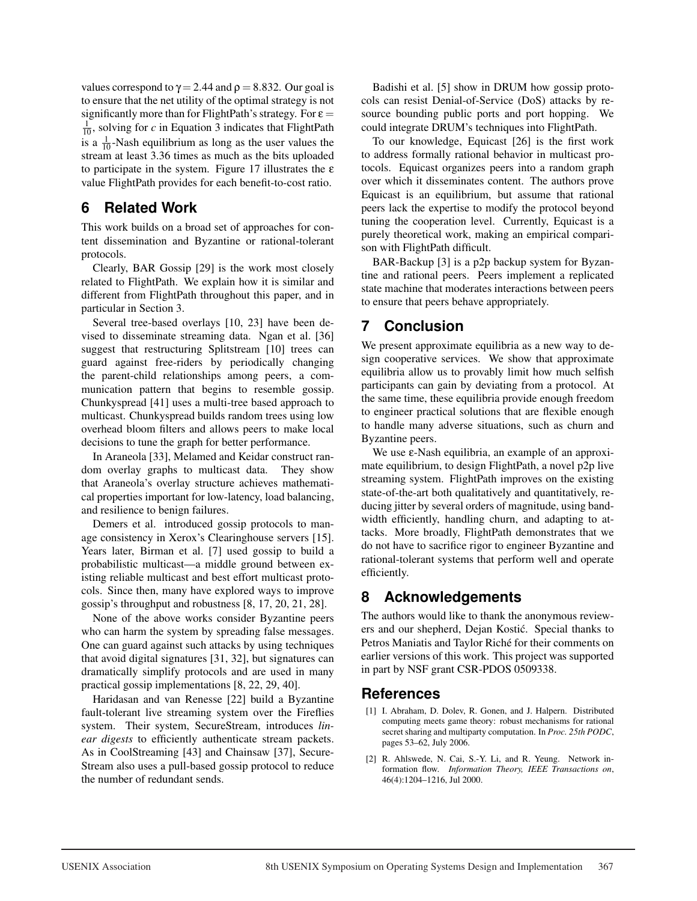values correspond to $\gamma = 2.44$ and $\rho = 8.832$. Our goal is to ensure that the net utility of the optimal strategy is not significantly more than for FlightPath's strategy. For $\varepsilon = \frac{1}{10}$, solving for $c$ in Equation 3 indicates that FlightPath is a $\frac{1}{10}$-Nash equilibrium as long as the user values the stream at least 3.36 times as much as the bits uploaded to participate in the system. Figure 17 illustrates the $\varepsilon$ value FlightPath provides for each benefit-to-cost ratio.

## 6 Related Work

This work builds on a broad set of approaches for content dissemination and Byzantine or rational-tolerant protocols.

Clearly, BAR Gossip [29] is the work most closely related to FlightPath. We explain how it is similar and different from FlightPath throughout this paper, and in particular in Section 3.

Several tree-based overlays [10, 23] have been devised to disseminate streaming data. Ngan et al. [36] suggest that restructuring Splitstream [10] trees can guard against free-riders by periodically changing the parent-child relationships among peers, a communication pattern that begins to resemble gossip. Chunkyspread [41] uses a multi-tree based approach to multicast. Chunkyspread builds random trees using low overhead bloom filters and allows peers to make local decisions to tune the graph for better performance.

In Araneola [33], Melamed and Keidar construct random overlay graphs to multicast data. They show that Araneola's overlay structure achieves mathematical properties important for low-latency, load balancing, and resilience to benign failures.

Demers et al. introduced gossip protocols to manage consistency in Xerox's Clearinghouse servers [15]. Years later, Birman et al. [7] used gossip to build a probabilistic multicast—a middle ground between existing reliable multicast and best effort multicast protocols. Since then, many have explored ways to improve gossip's throughput and robustness [8, 17, 20, 21, 28].

None of the above works consider Byzantine peers who can harm the system by spreading false messages. One can guard against such attacks by using techniques that avoid digital signatures [31, 32], but signatures can dramatically simplify protocols and are used in many practical gossip implementations [8, 22, 29, 40].

Haridasan and van Renesse [22] build a Byzantine fault-tolerant live streaming system over the Fireflies system. Their system, SecureStream, introduces *linear digests* to efficiently authenticate stream packets. As in CoolStreaming [43] and Chainsaw [37], SecureStream also uses a pull-based gossip protocol to reduce the number of redundant sends.

Badishi et al. [5] show in DRUM how gossip protocols can resist Denial-of-Service (DoS) attacks by resource bounding public ports and port hopping. We could integrate DRUM's techniques into FlightPath.

To our knowledge, Equicast [26] is the first work to address formally rational behavior in multicast protocols. Equicast organizes peers into a random graph over which it disseminates content. The authors prove Equicast is an equilibrium, but assume that rational peers lack the expertise to modify the protocol beyond tuning the cooperation level. Currently, Equicast is a purely theoretical work, making an empirical comparison with FlightPath difficult.

BAR-Backup [3] is a p2p backup system for Byzantine and rational peers. Peers implement a replicated state machine that moderates interactions between peers to ensure that peers behave appropriately.

## 7 Conclusion

We present approximate equilibria as a new way to design cooperative services. We show that approximate equilibria allow us to provably limit how much selfish participants can gain by deviating from a protocol. At the same time, these equilibria provide enough freedom to engineer practical solutions that are flexible enough to handle many adverse situations, such as churn and Byzantine peers.

We use $\varepsilon$-Nash equilibria, an example of an approximate equilibrium, to design FlightPath, a novel p2p live streaming system. FlightPath improves on the existing state-of-the-art both qualitatively and quantitatively, reducing jitter by several orders of magnitude, using bandwidth efficiently, handling churn, and adapting to attacks. More broadly, FlightPath demonstrates that we do not have to sacrifice rigor to engineer Byzantine and rational-tolerant systems that perform well and operate efficiently.

## 8 Acknowledgements

The authors would like to thank the anonymous reviewers and our shepherd, Dejan Kostić. Special thanks to Petros Maniatis and Taylor Riché for their comments on earlier versions of this work. This project was supported in part by NSF grant CSR-PDOS 0509338.

## References

[1] I. Abraham, D. Dolev, R. Gonen, and J. Halpern. Distributed computing meets game theory: robust mechanisms for rational secret sharing and multiparty computation. In *Proc. 25th PODC*, pages 53–62, July 2006.

[2] R. Ahlswede, N. Cai, S.-Y. Li, and R. Yeung. Network information flow. *Information Theory, IEEE Transactions on*, 46(4):1204–1216, Jul 2000.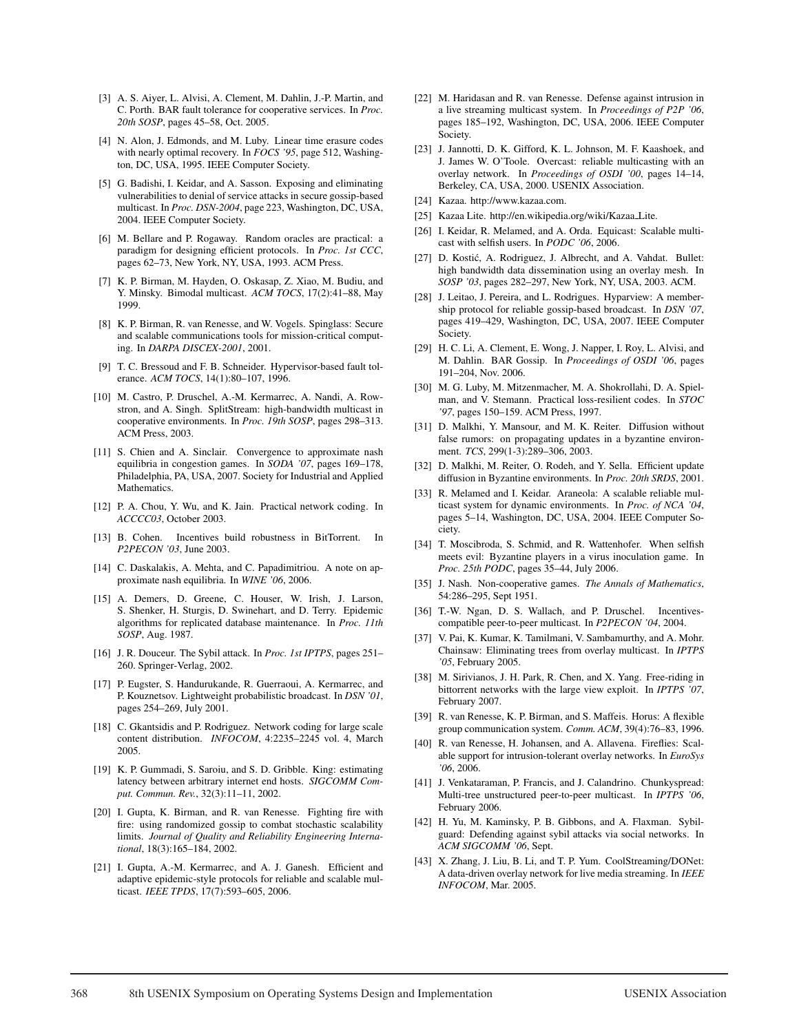[3] A. S. Aiyer, L. Alvisi, A. Clement, M. Dahlin, J.-P. Martin, and C. Porth. BAR fault tolerance for cooperative services. In *Proc. 20th SOSP*, pages 45–58, Oct. 2005.

[4] N. Alon, J. Edmonds, and M. Luby. Linear time erasure codes with nearly optimal recovery. In *FOCS '95*, page 512, Washington, DC, USA, 1995. IEEE Computer Society.

[5] G. Badishi, I. Keidar, and A. Sasson. Exposing and eliminating vulnerabilities to denial of service attacks in secure gossip-based multicast. In *Proc. DSN-2004*, page 223, Washington, DC, USA, 2004. IEEE Computer Society.

[6] M. Bellare and P. Rogaway. Random oracles are practical: a paradigm for designing efficient protocols. In *Proc. 1st CCC*, pages 62–73, New York, NY, USA, 1993. ACM Press.

[7] K. P. Birman, M. Hayden, O. Oskasap, Z. Xiao, M. Budiu, and Y. Minsky. Bimodal multicast. *ACM TOCS*, 17(2):41–88, May 1999.

[8] K. P. Birman, R. van Renesse, and W. Vogels. Spinglass: Secure and scalable communications tools for mission-critical computing. In *DARPA DISCEX-2001*, 2001.

[9] T. C. Bressoud and F. B. Schneider. Hypervisor-based fault tolerance. *ACM TOCS*, 14(1):80–107, 1996.

[10] M. Castro, P. Druschel, A.-M. Kermarrec, A. Nandi, A. Rowstron, and A. Singh. SplitStream: high-bandwidth multicast in cooperative environments. In *Proc. 19th SOSP*, pages 298–313. ACM Press, 2003.

[11] S. Chien and A. Sinclair. Convergence to approximate nash equilibria in congestion games. In *SODA '07*, pages 169–178, Philadelphia, PA, USA, 2007. Society for Industrial and Applied Mathematics.

[12] P. A. Chou, Y. Wu, and K. Jain. Practical network coding. In *ACCCC03*, October 2003.

[13] B. Cohen. Incentives build robustness in BitTorrent. In *P2PECON '03*, June 2003.

[14] C. Daskalakis, A. Mehta, and C. Papadimitriou. A note on approximate nash equilibria. In *WINE '06*, 2006.

[15] A. Demers, D. Greene, C. Houser, W. Irish, J. Larson, S. Shenker, H. Sturgis, D. Swinehart, and D. Terry. Epidemic algorithms for replicated database maintenance. In *Proc. 11th SOSP*, Aug. 1987.

[16] J. R. Douceur. The Sybil attack. In *Proc. 1st IPTPS*, pages 251–260. Springer-Verlag, 2002.

[17] P. Eugster, S. Handurukande, R. Guerraoui, A. Kermarrec, and P. Kouznetsov. Lightweight probabilistic broadcast. In *DSN '01*, pages 254–269, July 2001.

[18] C. Gkantsidis and P. Rodriguez. Network coding for large scale content distribution. *INFOCOM*, 4:2235–2245 vol. 4, March 2005.

[19] K. P. Gummadi, S. Saroiu, and S. D. Gribble. King: estimating latency between arbitrary internet end hosts. *SIGCOMM Comput. Commun. Rev.*, 32(3):11–11, 2002.

[20] I. Gupta, K. Birman, and R. van Renesse. Fighting fire with fire: using randomized gossip to combat stochastic scalability limits. *Journal of Quality and Reliability Engineering International*, 18(3):165–184, 2002.

[21] I. Gupta, A.-M. Kermarrec, and A. J. Ganesh. Efficient and adaptive epidemic-style protocols for reliable and scalable multicast. *IEEE TPDS*, 17(7):593–605, 2006.

[22] M. Haridasan and R. van Renesse. Defense against intrusion in a live streaming multicast system. In *Proceedings of P2P '06*, pages 185–192, Washington, DC, USA, 2006. IEEE Computer Society.

[23] J. Jannotti, D. K. Gifford, K. L. Johnson, M. F. Kaashoek, and J. James W. O'Toole. Overcast: reliable multicasting with an overlay network. In *Proceedings of OSDI '00*, pages 14–14, Berkeley, CA, USA, 2000. USENIX Association.

[24] Kazaa. http://www.kazaa.com.

[25] Kazaa Lite. http://en.wikipedia.org/wiki/Kazaa_Lite.

[26] I. Keidar, R. Melamed, and A. Orda. Equicast: Scalable multicast with selfish users. In *PODC '06*, 2006.

[27] D. Kostić, A. Rodriguez, J. Albrecht, and A. Vahdat. Bullet: high bandwidth data dissemination using an overlay mesh. In *SOSP '03*, pages 282–297, New York, NY, USA, 2003. ACM.

[28] J. Leitao, J. Pereira, and L. Rodrigues. Hyparview: A membership protocol for reliable gossip-based broadcast. In *DSN '07*, pages 419–429, Washington, DC, USA, 2007. IEEE Computer Society.

[29] H. C. Li, A. Clement, E. Wong, J. Napper, I. Roy, L. Alvisi, and M. Dahlin. BAR Gossip. In *Proceedings of OSDI '06*, pages 191–204, Nov. 2006.

[30] M. G. Luby, M. Mitzenmacher, M. A. Shokrollahi, D. A. Spielman, and V. Stemann. Practical loss-resilient codes. In *STOC '97*, pages 150–159. ACM Press, 1997.

[31] D. Malkhi, Y. Mansour, and M. K. Reiter. Diffusion without false rumors: on propagating updates in a byzantine environment. *TCS*, 299(1-3):289–306, 2003.

[32] D. Malkhi, M. Reiter, O. Rodeh, and Y. Sella. Efficient update diffusion in Byzantine environments. In *Proc. 20th SRDS*, 2001.

[33] R. Melamed and I. Keidar. Araneola: A scalable reliable multicast system for dynamic environments. In *Proc. of NCA '04*, pages 5–14, Washington, DC, USA, 2004. IEEE Computer Society.

[34] T. Moscibroda, S. Schmid, and R. Wattenhofer. When selfish meets evil: Byzantine players in a virus inoculation game. In *Proc. 25th PODC*, pages 35–44, July 2006.

[35] J. Nash. Non-cooperative games. *The Annals of Mathematics*, 54:286–295, Sept 1951.

[36] T.-W. Ngan, D. S. Wallach, and P. Druschel. Incentives-compatible peer-to-peer multicast. In *P2PECON '04*, 2004.

[37] V. Pai, K. Kumar, K. Tamilmani, V. Sambamurthy, and A. Mohr. Chainsaw: Eliminating trees from overlay multicast. In *IPTPS '05*, February 2005.

[38] M. Sirivianos, J. H. Park, R. Chen, and X. Yang. Free-riding in bittorrent networks with the large view exploit. In *IPTPS '07*, February 2007.

[39] R. van Renesse, K. P. Birman, and S. Maffeis. Horus: A flexible group communication system. *Comm. ACM*, 39(4):76–83, 1996.

[40] R. van Renesse, H. Johansen, and A. Allavena. Fireflies: Scalable support for intrusion-tolerant overlay networks. In *EuroSys '06*, 2006.

[41] J. Venkataraman, P. Francis, and J. Calandrino. Chunkyspread: Multi-tree unstructured peer-to-peer multicast. In *IPTPS '06*, February 2006.

[42] H. Yu, M. Kaminsky, P. B. Gibbons, and A. Flaxman. Sybilguard: Defending against sybil attacks via social networks. In *ACM SIGCOMM '06*, Sept.

[43] X. Zhang, J. Liu, B. Li, and T. P. Yum. CoolStreaming/DONet: A data-driven overlay network for live media streaming. In *IEEE INFOCOM*, Mar. 2005.